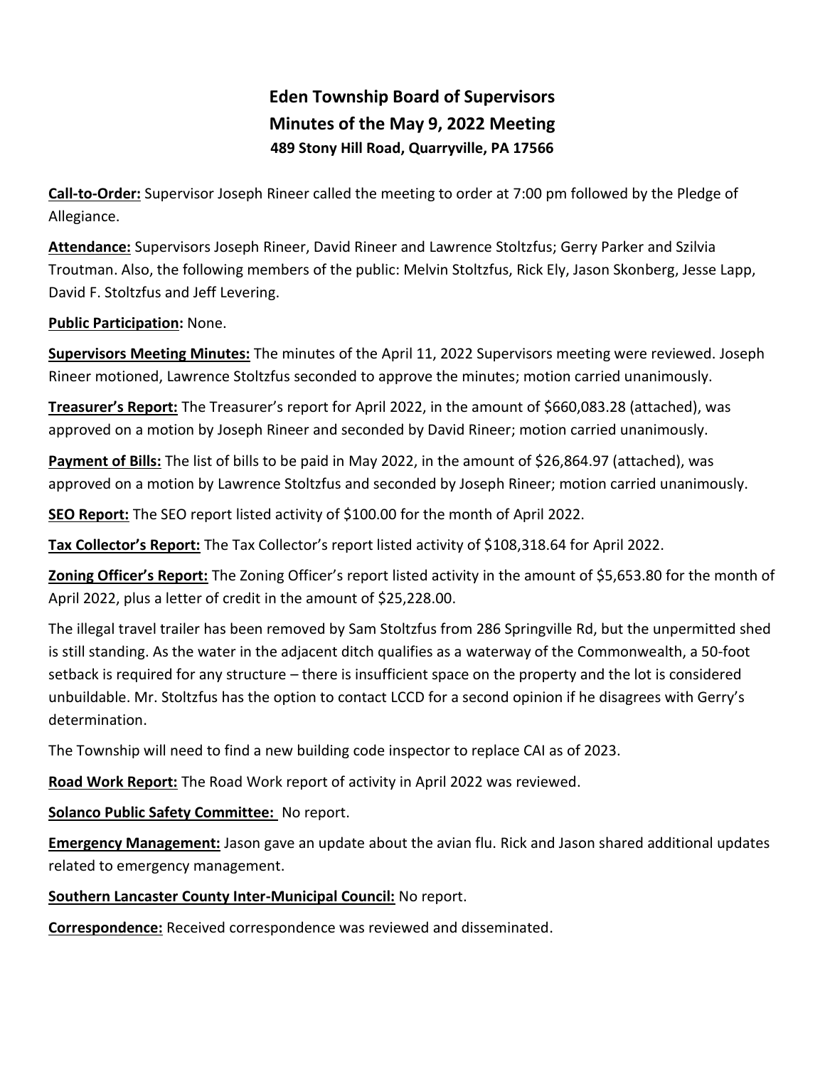# Eden Township Board of Supervisors
## Minutes of the May 9, 2022 Meeting
### 489 Stony Hill Road, Quarryville, PA 17566

**Call-to-Order:** Supervisor Joseph Rineer called the meeting to order at 7:00 pm followed by the Pledge of Allegiance.

**Attendance:** Supervisors Joseph Rineer, David Rineer and Lawrence Stoltzfus; Gerry Parker and Szilvia Troutman. Also, the following members of the public: Melvin Stoltzfus, Rick Ely, Jason Skonberg, Jesse Lapp, David F. Stoltzfus and Jeff Levering.

**Public Participation:** None.

**Supervisors Meeting Minutes:** The minutes of the April 11, 2022 Supervisors meeting were reviewed. Joseph Rineer motioned, Lawrence Stoltzfus seconded to approve the minutes; motion carried unanimously.

**Treasurer's Report:** The Treasurer's report for April 2022, in the amount of $660,083.28 (attached), was approved on a motion by Joseph Rineer and seconded by David Rineer; motion carried unanimously.

**Payment of Bills:** The list of bills to be paid in May 2022, in the amount of $26,864.97 (attached), was approved on a motion by Lawrence Stoltzfus and seconded by Joseph Rineer; motion carried unanimously.

**SEO Report:** The SEO report listed activity of $100.00 for the month of April 2022.

**Tax Collector's Report:** The Tax Collector's report listed activity of $108,318.64 for April 2022.

**Zoning Officer's Report:** The Zoning Officer's report listed activity in the amount of $5,653.80 for the month of April 2022, plus a letter of credit in the amount of $25,228.00.

The illegal travel trailer has been removed by Sam Stoltzfus from 286 Springville Rd, but the unpermitted shed is still standing. As the water in the adjacent ditch qualifies as a waterway of the Commonwealth, a 50-foot setback is required for any structure – there is insufficient space on the property and the lot is considered unbuildable. Mr. Stoltzfus has the option to contact LCCD for a second opinion if he disagrees with Gerry's determination.

The Township will need to find a new building code inspector to replace CAI as of 2023.

**Road Work Report:** The Road Work report of activity in April 2022 was reviewed.

**Solanco Public Safety Committee:** No report.

**Emergency Management:** Jason gave an update about the avian flu. Rick and Jason shared additional updates related to emergency management.

**Southern Lancaster County Inter-Municipal Council:** No report.

**Correspondence:** Received correspondence was reviewed and disseminated.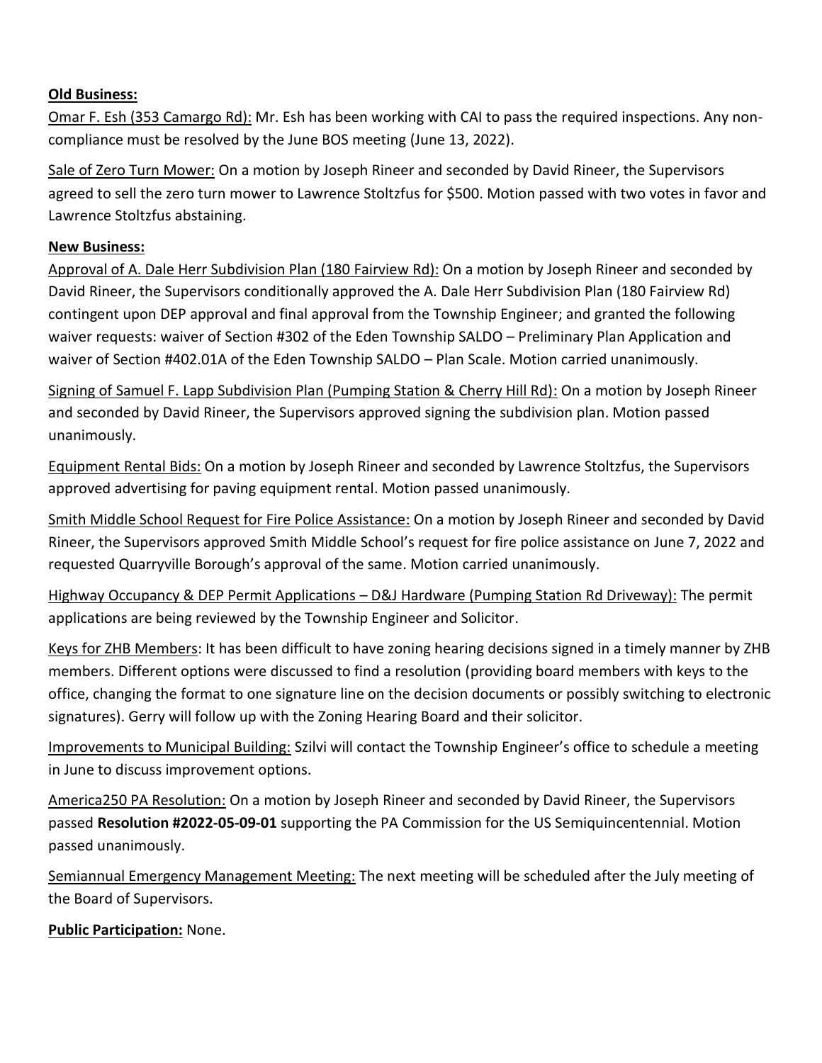**Old Business:**

Omar F. Esh (353 Camargo Rd): Mr. Esh has been working with CAI to pass the required inspections. Any non-compliance must be resolved by the June BOS meeting (June 13, 2022).

Sale of Zero Turn Mower: On a motion by Joseph Rineer and seconded by David Rineer, the Supervisors agreed to sell the zero turn mower to Lawrence Stoltzfus for $500. Motion passed with two votes in favor and Lawrence Stoltzfus abstaining.

**New Business:**

Approval of A. Dale Herr Subdivision Plan (180 Fairview Rd): On a motion by Joseph Rineer and seconded by David Rineer, the Supervisors conditionally approved the A. Dale Herr Subdivision Plan (180 Fairview Rd) contingent upon DEP approval and final approval from the Township Engineer; and granted the following waiver requests: waiver of Section #302 of the Eden Township SALDO – Preliminary Plan Application and waiver of Section #402.01A of the Eden Township SALDO – Plan Scale. Motion carried unanimously.

Signing of Samuel F. Lapp Subdivision Plan (Pumping Station & Cherry Hill Rd): On a motion by Joseph Rineer and seconded by David Rineer, the Supervisors approved signing the subdivision plan. Motion passed unanimously.

Equipment Rental Bids: On a motion by Joseph Rineer and seconded by Lawrence Stoltzfus, the Supervisors approved advertising for paving equipment rental. Motion passed unanimously.

Smith Middle School Request for Fire Police Assistance: On a motion by Joseph Rineer and seconded by David Rineer, the Supervisors approved Smith Middle School's request for fire police assistance on June 7, 2022 and requested Quarryville Borough's approval of the same. Motion carried unanimously.

Highway Occupancy & DEP Permit Applications – D&J Hardware (Pumping Station Rd Driveway): The permit applications are being reviewed by the Township Engineer and Solicitor.

Keys for ZHB Members: It has been difficult to have zoning hearing decisions signed in a timely manner by ZHB members. Different options were discussed to find a resolution (providing board members with keys to the office, changing the format to one signature line on the decision documents or possibly switching to electronic signatures). Gerry will follow up with the Zoning Hearing Board and their solicitor.

Improvements to Municipal Building: Szilvi will contact the Township Engineer's office to schedule a meeting in June to discuss improvement options.

America250 PA Resolution: On a motion by Joseph Rineer and seconded by David Rineer, the Supervisors passed **Resolution #2022-05-09-01** supporting the PA Commission for the US Semiquincentennial. Motion passed unanimously.

Semiannual Emergency Management Meeting: The next meeting will be scheduled after the July meeting of the Board of Supervisors.

**Public Participation:** None.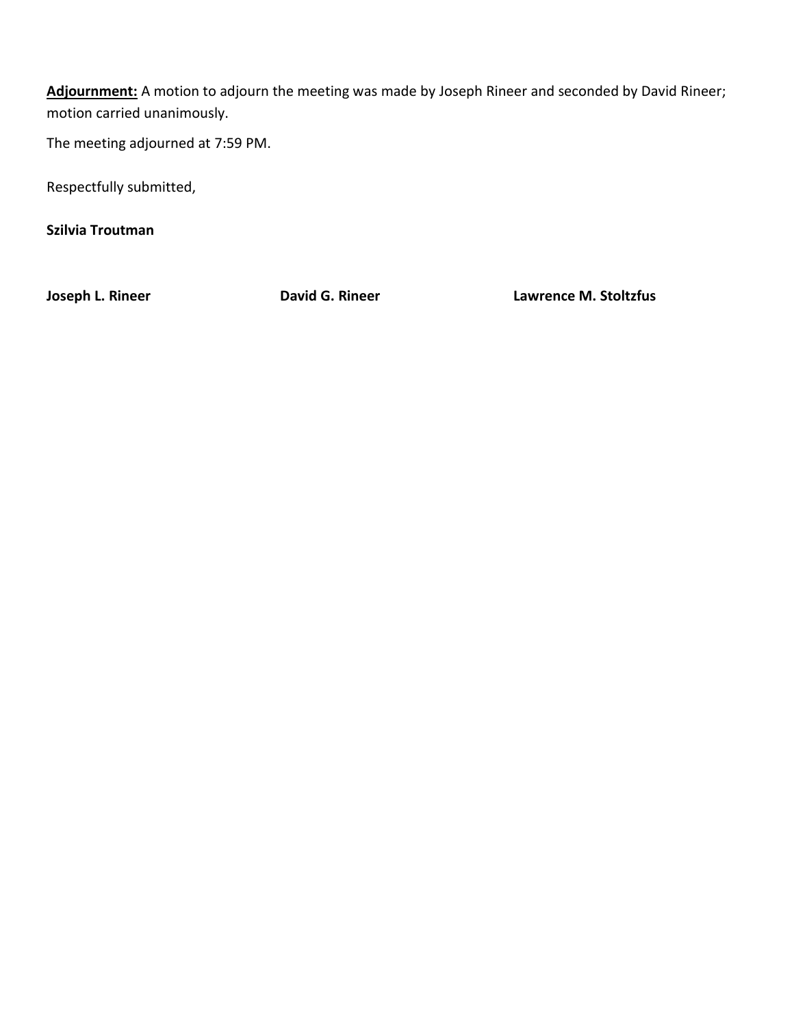**Adjournment:** A motion to adjourn the meeting was made by Joseph Rineer and seconded by David Rineer; motion carried unanimously.

The meeting adjourned at 7:59 PM.

Respectfully submitted,

**Szilvia Troutman**

**Joseph L. Rineer** **David G. Rineer** **Lawrence M. Stoltzfus**